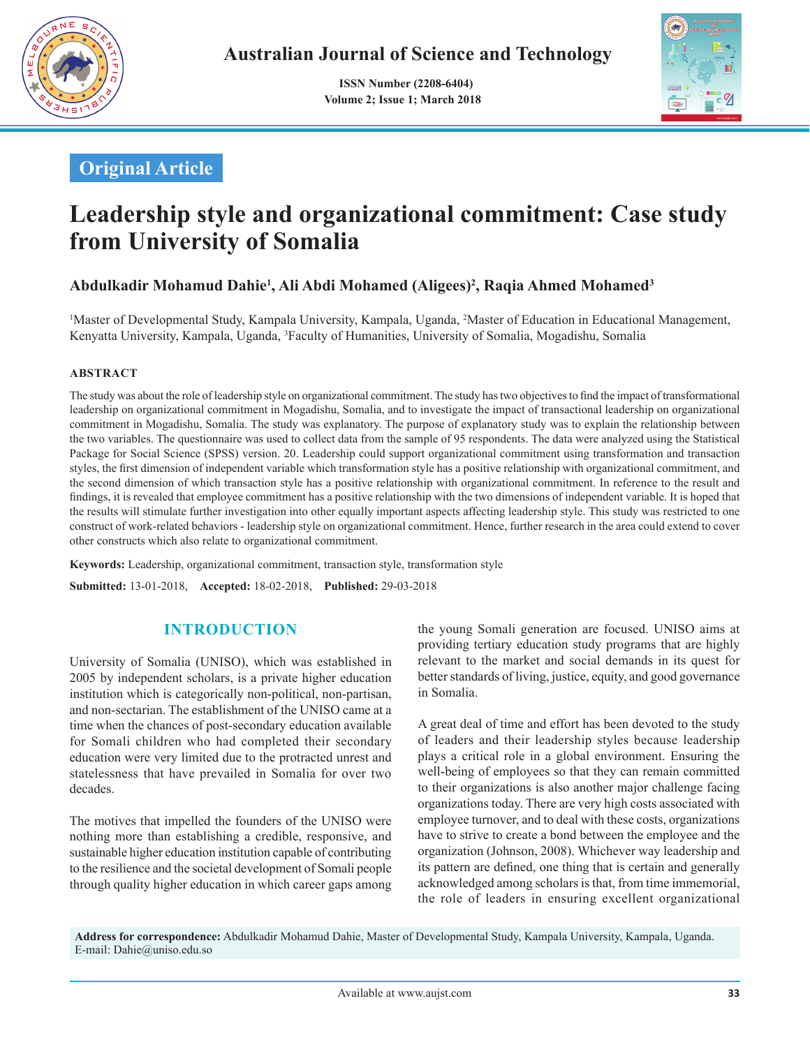Original Article

# Leadership style and organizational commitment: Case study from University of Somalia

**Abdulkadir Mohamud Dahie[1], Ali Abdi Mohamed (Aligees)[2], Raqia Ahmed Mohamed[3]**

[1]Master of Developmental Study, Kampala University, Kampala, Uganda, [2]Master of Education in Educational Management, Kenyatta University, Kampala, Uganda, [3]Faculty of Humanities, University of Somalia, Mogadishu, Somalia

## ABSTRACT

The study was about the role of leadership style on organizational commitment. The study has two objectives to find the impact of transformational leadership on organizational commitment in Mogadishu, Somalia, and to investigate the impact of transactional leadership on organizational commitment in Mogadishu, Somalia. The study was explanatory. The purpose of explanatory study was to explain the relationship between the two variables. The questionnaire was used to collect data from the sample of 95 respondents. The data were analyzed using the Statistical Package for Social Science (SPSS) version. 20. Leadership could support organizational commitment using transformation and transaction styles, the first dimension of independent variable which transformation style has a positive relationship with organizational commitment, and the second dimension of which transaction style has a positive relationship with organizational commitment. In reference to the result and findings, it is revealed that employee commitment has a positive relationship with the two dimensions of independent variable. It is hoped that the results will stimulate further investigation into other equally important aspects affecting leadership style. This study was restricted to one construct of work-related behaviors - leadership style on organizational commitment. Hence, further research in the area could extend to cover other constructs which also relate to organizational commitment.

**Keywords:** Leadership, organizational commitment, transaction style, transformation style

**Submitted:** 13-01-2018, **Accepted:** 18-02-2018, **Published:** 29-03-2018

## INTRODUCTION

University of Somalia (UNISO), which was established in 2005 by independent scholars, is a private higher education institution which is categorically non-political, non-partisan, and non-sectarian. The establishment of the UNISO came at a time when the chances of post-secondary education available for Somali children who had completed their secondary education were very limited due to the protracted unrest and statelessness that have prevailed in Somalia for over two decades.

The motives that impelled the founders of the UNISO were nothing more than establishing a credible, responsive, and sustainable higher education institution capable of contributing to the resilience and the societal development of Somali people through quality higher education in which career gaps among the young Somali generation are focused. UNISO aims at providing tertiary education study programs that are highly relevant to the market and social demands in its quest for better standards of living, justice, equity, and good governance in Somalia.

A great deal of time and effort has been devoted to the study of leaders and their leadership styles because leadership plays a critical role in a global environment. Ensuring the well-being of employees so that they can remain committed to their organizations is also another major challenge facing organizations today. There are very high costs associated with employee turnover, and to deal with these costs, organizations have to strive to create a bond between the employee and the organization (Johnson, 2008). Whichever way leadership and its pattern are defined, one thing that is certain and generally acknowledged among scholars is that, from time immemorial, the role of leaders in ensuring excellent organizational

**Address for correspondence:** Abdulkadir Mohamud Dahie, Master of Developmental Study, Kampala University, Kampala, Uganda. E-mail: Dahie@uniso.edu.so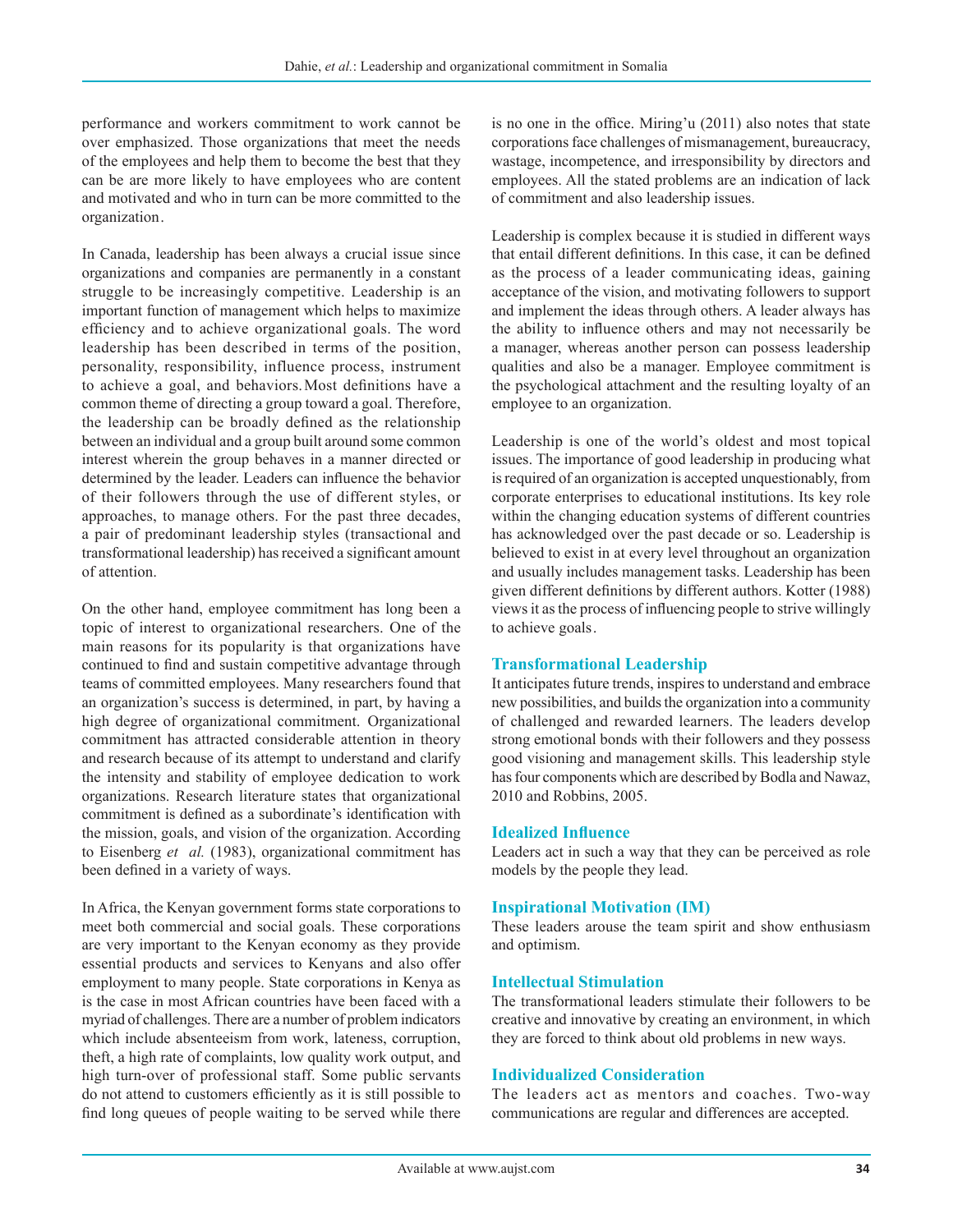performance and workers commitment to work cannot be over emphasized. Those organizations that meet the needs of the employees and help them to become the best that they can be are more likely to have employees who are content and motivated and who in turn can be more committed to the organization.

In Canada, leadership has been always a crucial issue since organizations and companies are permanently in a constant struggle to be increasingly competitive. Leadership is an important function of management which helps to maximize efficiency and to achieve organizational goals. The word leadership has been described in terms of the position, personality, responsibility, influence process, instrument to achieve a goal, and behaviors. Most definitions have a common theme of directing a group toward a goal. Therefore, the leadership can be broadly defined as the relationship between an individual and a group built around some common interest wherein the group behaves in a manner directed or determined by the leader. Leaders can influence the behavior of their followers through the use of different styles, or approaches, to manage others. For the past three decades, a pair of predominant leadership styles (transactional and transformational leadership) has received a significant amount of attention.

On the other hand, employee commitment has long been a topic of interest to organizational researchers. One of the main reasons for its popularity is that organizations have continued to find and sustain competitive advantage through teams of committed employees. Many researchers found that an organization's success is determined, in part, by having a high degree of organizational commitment. Organizational commitment has attracted considerable attention in theory and research because of its attempt to understand and clarify the intensity and stability of employee dedication to work organizations. Research literature states that organizational commitment is defined as a subordinate's identification with the mission, goals, and vision of the organization. According to Eisenberg *et al.* (1983), organizational commitment has been defined in a variety of ways.

In Africa, the Kenyan government forms state corporations to meet both commercial and social goals. These corporations are very important to the Kenyan economy as they provide essential products and services to Kenyans and also offer employment to many people. State corporations in Kenya as is the case in most African countries have been faced with a myriad of challenges. There are a number of problem indicators which include absenteeism from work, lateness, corruption, theft, a high rate of complaints, low quality work output, and high turn-over of professional staff. Some public servants do not attend to customers efficiently as it is still possible to find long queues of people waiting to be served while there is no one in the office. Miring'u (2011) also notes that state corporations face challenges of mismanagement, bureaucracy, wastage, incompetence, and irresponsibility by directors and employees. All the stated problems are an indication of lack of commitment and also leadership issues.

Leadership is complex because it is studied in different ways that entail different definitions. In this case, it can be defined as the process of a leader communicating ideas, gaining acceptance of the vision, and motivating followers to support and implement the ideas through others. A leader always has the ability to influence others and may not necessarily be a manager, whereas another person can possess leadership qualities and also be a manager. Employee commitment is the psychological attachment and the resulting loyalty of an employee to an organization.

Leadership is one of the world's oldest and most topical issues. The importance of good leadership in producing what is required of an organization is accepted unquestionably, from corporate enterprises to educational institutions. Its key role within the changing education systems of different countries has acknowledged over the past decade or so. Leadership is believed to exist in at every level throughout an organization and usually includes management tasks. Leadership has been given different definitions by different authors. Kotter (1988) views it as the process of influencing people to strive willingly to achieve goals.

## Transformational Leadership

It anticipates future trends, inspires to understand and embrace new possibilities, and builds the organization into a community of challenged and rewarded learners. The leaders develop strong emotional bonds with their followers and they possess good visioning and management skills. This leadership style has four components which are described by Bodla and Nawaz, 2010 and Robbins, 2005.

### Idealized Influence

Leaders act in such a way that they can be perceived as role models by the people they lead.

### Inspirational Motivation (IM)

These leaders arouse the team spirit and show enthusiasm and optimism.

### Intellectual Stimulation

The transformational leaders stimulate their followers to be creative and innovative by creating an environment, in which they are forced to think about old problems in new ways.

### Individualized Consideration

The leaders act as mentors and coaches. Two-way communications are regular and differences are accepted.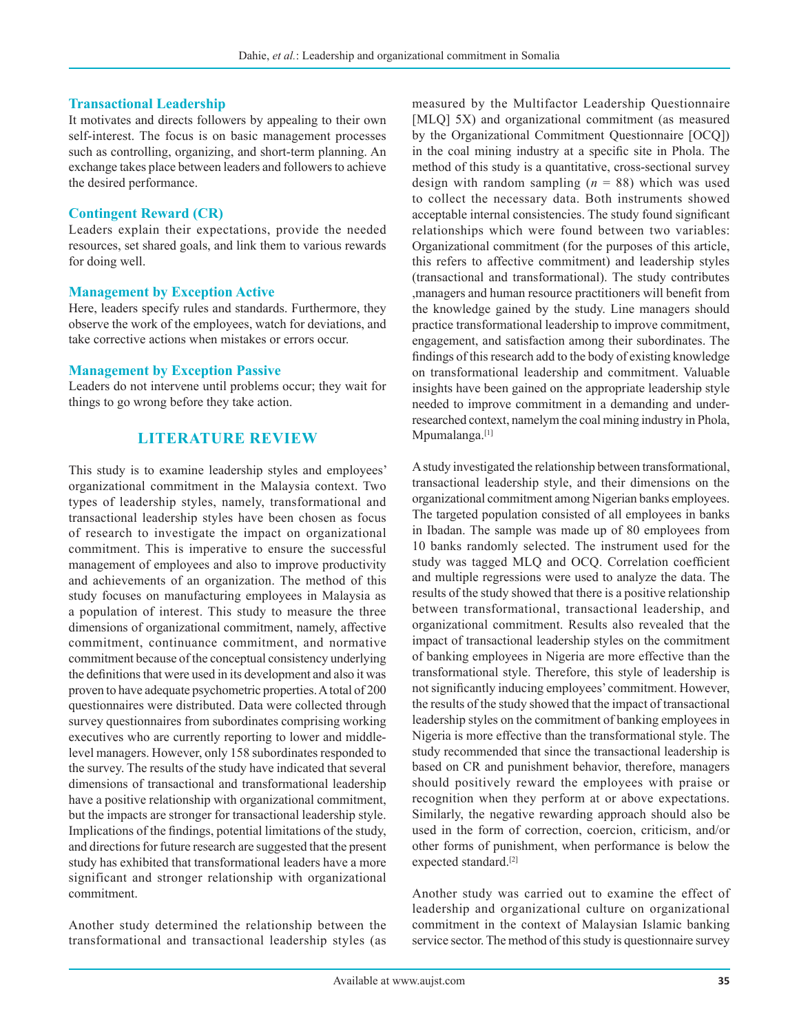### Transactional Leadership

It motivates and directs followers by appealing to their own self-interest. The focus is on basic management processes such as controlling, organizing, and short-term planning. An exchange takes place between leaders and followers to achieve the desired performance.

### Contingent Reward (CR)

Leaders explain their expectations, provide the needed resources, set shared goals, and link them to various rewards for doing well.

### Management by Exception Active

Here, leaders specify rules and standards. Furthermore, they observe the work of the employees, watch for deviations, and take corrective actions when mistakes or errors occur.

### Management by Exception Passive

Leaders do not intervene until problems occur; they wait for things to go wrong before they take action.

## LITERATURE REVIEW

This study is to examine leadership styles and employees' organizational commitment in the Malaysia context. Two types of leadership styles, namely, transformational and transactional leadership styles have been chosen as focus of research to investigate the impact on organizational commitment. This is imperative to ensure the successful management of employees and also to improve productivity and achievements of an organization. The method of this study focuses on manufacturing employees in Malaysia as a population of interest. This study to measure the three dimensions of organizational commitment, namely, affective commitment, continuance commitment, and normative commitment because of the conceptual consistency underlying the definitions that were used in its development and also it was proven to have adequate psychometric properties. A total of 200 questionnaires were distributed. Data were collected through survey questionnaires from subordinates comprising working executives who are currently reporting to lower and middle-level managers. However, only 158 subordinates responded to the survey. The results of the study have indicated that several dimensions of transactional and transformational leadership have a positive relationship with organizational commitment, but the impacts are stronger for transactional leadership style. Implications of the findings, potential limitations of the study, and directions for future research are suggested that the present study has exhibited that transformational leaders have a more significant and stronger relationship with organizational commitment.

Another study determined the relationship between the transformational and transactional leadership styles (as measured by the Multifactor Leadership Questionnaire [MLQ] 5X) and organizational commitment (as measured by the Organizational Commitment Questionnaire [OCQ]) in the coal mining industry at a specific site in Phola. The method of this study is a quantitative, cross-sectional survey design with random sampling ($n$ = 88) which was used to collect the necessary data. Both instruments showed acceptable internal consistencies. The study found significant relationships which were found between two variables: Organizational commitment (for the purposes of this article, this refers to affective commitment) and leadership styles (transactional and transformational). The study contributes ,managers and human resource practitioners will benefit from the knowledge gained by the study. Line managers should practice transformational leadership to improve commitment, engagement, and satisfaction among their subordinates. The findings of this research add to the body of existing knowledge on transformational leadership and commitment. Valuable insights have been gained on the appropriate leadership style needed to improve commitment in a demanding and under-researched context, namelym the coal mining industry in Phola, Mpumalanga.[1]

A study investigated the relationship between transformational, transactional leadership style, and their dimensions on the organizational commitment among Nigerian banks employees. The targeted population consisted of all employees in banks in Ibadan. The sample was made up of 80 employees from 10 banks randomly selected. The instrument used for the study was tagged MLQ and OCQ. Correlation coefficient and multiple regressions were used to analyze the data. The results of the study showed that there is a positive relationship between transformational, transactional leadership, and organizational commitment. Results also revealed that the impact of transactional leadership styles on the commitment of banking employees in Nigeria are more effective than the transformational style. Therefore, this style of leadership is not significantly inducing employees' commitment. However, the results of the study showed that the impact of transactional leadership styles on the commitment of banking employees in Nigeria is more effective than the transformational style. The study recommended that since the transactional leadership is based on CR and punishment behavior, therefore, managers should positively reward the employees with praise or recognition when they perform at or above expectations. Similarly, the negative rewarding approach should also be used in the form of correction, coercion, criticism, and/or other forms of punishment, when performance is below the expected standard.[2]

Another study was carried out to examine the effect of leadership and organizational culture on organizational commitment in the context of Malaysian Islamic banking service sector. The method of this study is questionnaire survey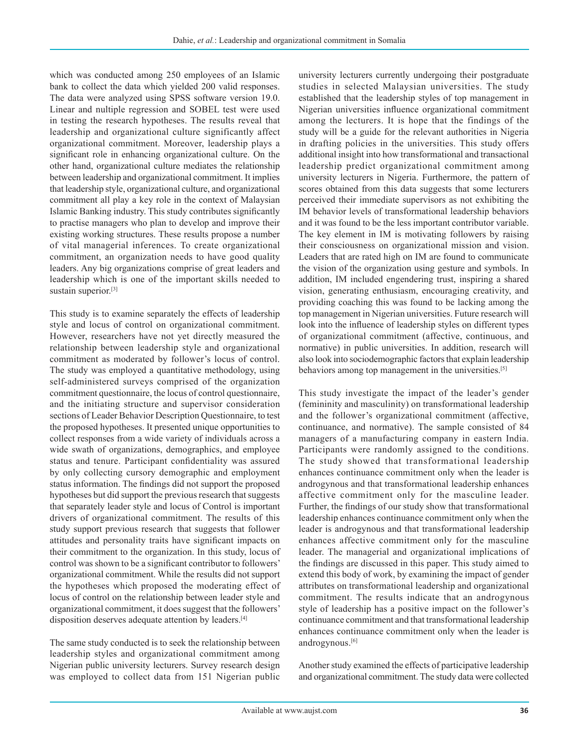which was conducted among 250 employees of an Islamic bank to collect the data which yielded 200 valid responses. The data were analyzed using SPSS software version 19.0. Linear and nultiple regression and SOBEL test were used in testing the research hypotheses. The results reveal that leadership and organizational culture significantly affect organizational commitment. Moreover, leadership plays a significant role in enhancing organizational culture. On the other hand, organizational culture mediates the relationship between leadership and organizational commitment. It implies that leadership style, organizational culture, and organizational commitment all play a key role in the context of Malaysian Islamic Banking industry. This study contributes significantly to practise managers who plan to develop and improve their existing working structures. These results propose a number of vital managerial inferences. To create organizational commitment, an organization needs to have good quality leaders. Any big organizations comprise of great leaders and leadership which is one of the important skills needed to sustain superior.[3]

This study is to examine separately the effects of leadership style and locus of control on organizational commitment. However, researchers have not yet directly measured the relationship between leadership style and organizational commitment as moderated by follower's locus of control. The study was employed a quantitative methodology, using self-administered surveys comprised of the organization commitment questionnaire, the locus of control questionnaire, and the initiating structure and supervisor consideration sections of Leader Behavior Description Questionnaire, to test the proposed hypotheses. It presented unique opportunities to collect responses from a wide variety of individuals across a wide swath of organizations, demographics, and employee status and tenure. Participant confidentiality was assured by only collecting cursory demographic and employment status information. The findings did not support the proposed hypotheses but did support the previous research that suggests that separately leader style and locus of Control is important drivers of organizational commitment. The results of this study support previous research that suggests that follower attitudes and personality traits have significant impacts on their commitment to the organization. In this study, locus of control was shown to be a significant contributor to followers' organizational commitment. While the results did not support the hypotheses which proposed the moderating effect of locus of control on the relationship between leader style and organizational commitment, it does suggest that the followers' disposition deserves adequate attention by leaders.[4]

The same study conducted is to seek the relationship between leadership styles and organizational commitment among Nigerian public university lecturers. Survey research design was employed to collect data from 151 Nigerian public university lecturers currently undergoing their postgraduate studies in selected Malaysian universities. The study established that the leadership styles of top management in Nigerian universities influence organizational commitment among the lecturers. It is hope that the findings of the study will be a guide for the relevant authorities in Nigeria in drafting policies in the universities. This study offers additional insight into how transformational and transactional leadership predict organizational commitment among university lecturers in Nigeria. Furthermore, the pattern of scores obtained from this data suggests that some lecturers perceived their immediate supervisors as not exhibiting the IM behavior levels of transformational leadership behaviors and it was found to be the less important contributor variable. The key element in IM is motivating followers by raising their consciousness on organizational mission and vision. Leaders that are rated high on IM are found to communicate the vision of the organization using gesture and symbols. In addition, IM included engendering trust, inspiring a shared vision, generating enthusiasm, encouraging creativity, and providing coaching this was found to be lacking among the top management in Nigerian universities. Future research will look into the influence of leadership styles on different types of organizational commitment (affective, continuous, and normative) in public universities. In addition, research will also look into sociodemographic factors that explain leadership behaviors among top management in the universities.[5]

This study investigate the impact of the leader's gender (femininity and masculinity) on transformational leadership and the follower's organizational commitment (affective, continuance, and normative). The sample consisted of 84 managers of a manufacturing company in eastern India. Participants were randomly assigned to the conditions. The study showed that transformational leadership enhances continuance commitment only when the leader is androgynous and that transformational leadership enhances affective commitment only for the masculine leader. Further, the findings of our study show that transformational leadership enhances continuance commitment only when the leader is androgynous and that transformational leadership enhances affective commitment only for the masculine leader. The managerial and organizational implications of the findings are discussed in this paper. This study aimed to extend this body of work, by examining the impact of gender attributes on transformational leadership and organizational commitment. The results indicate that an androgynous style of leadership has a positive impact on the follower's continuance commitment and that transformational leadership enhances continuance commitment only when the leader is androgynous.[6]

Another study examined the effects of participative leadership and organizational commitment. The study data were collected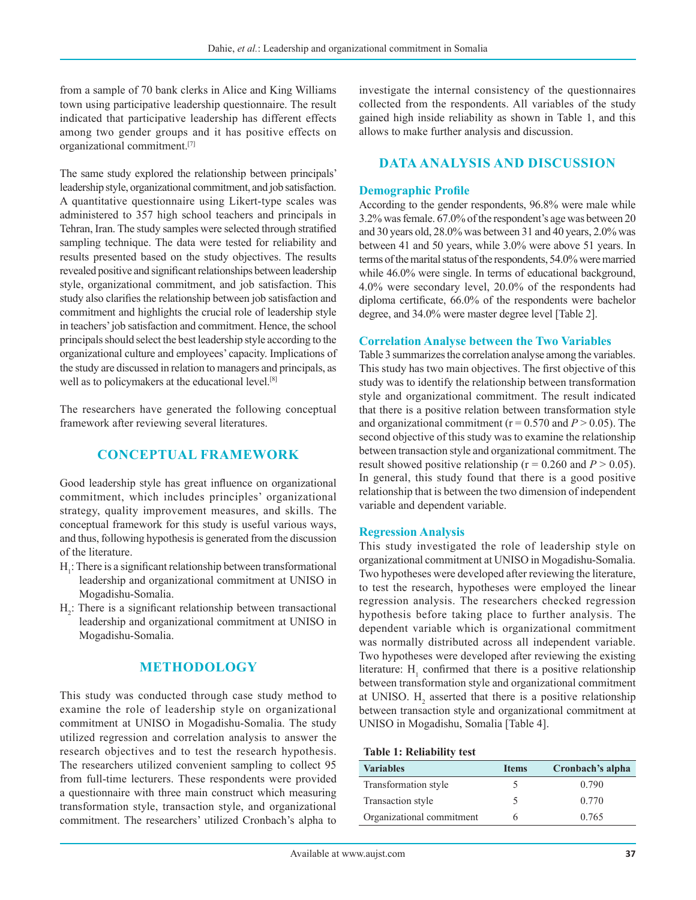from a sample of 70 bank clerks in Alice and King Williams town using participative leadership questionnaire. The result indicated that participative leadership has different effects among two gender groups and it has positive effects on organizational commitment.[7]

The same study explored the relationship between principals' leadership style, organizational commitment, and job satisfaction. A quantitative questionnaire using Likert-type scales was administered to 357 high school teachers and principals in Tehran, Iran. The study samples were selected through stratified sampling technique. The data were tested for reliability and results presented based on the study objectives. The results revealed positive and significant relationships between leadership style, organizational commitment, and job satisfaction. This study also clarifies the relationship between job satisfaction and commitment and highlights the crucial role of leadership style in teachers' job satisfaction and commitment. Hence, the school principals should select the best leadership style according to the organizational culture and employees' capacity. Implications of the study are discussed in relation to managers and principals, as well as to policymakers at the educational level.[8]

The researchers have generated the following conceptual framework after reviewing several literatures.

## CONCEPTUAL FRAMEWORK

Good leadership style has great influence on organizational commitment, which includes principles' organizational strategy, quality improvement measures, and skills. The conceptual framework for this study is useful various ways, and thus, following hypothesis is generated from the discussion of the literature.

- $H_1$: There is a significant relationship between transformational leadership and organizational commitment at UNISO in Mogadishu-Somalia.
- $H_2$: There is a significant relationship between transactional leadership and organizational commitment at UNISO in Mogadishu-Somalia.

## METHODOLOGY

This study was conducted through case study method to examine the role of leadership style on organizational commitment at UNISO in Mogadishu-Somalia. The study utilized regression and correlation analysis to answer the research objectives and to test the research hypothesis. The researchers utilized convenient sampling to collect 95 from full-time lecturers. These respondents were provided a questionnaire with three main construct which measuring transformation style, transaction style, and organizational commitment. The researchers' utilized Cronbach's alpha to investigate the internal consistency of the questionnaires collected from the respondents. All variables of the study gained high inside reliability as shown in Table 1, and this allows to make further analysis and discussion.

**Table 1: Reliability test**

| Variables | Items | Cronbach's alpha |
|---|---|---|
| Transformation style | 5 | 0.790 |
| Transaction style | 5 | 0.770 |
| Organizational commitment | 6 | 0.765 |

## DATA ANALYSIS AND DISCUSSION

### Demographic Profile

According to the gender respondents, 96.8% were male while 3.2% was female. 67.0% of the respondent's age was between 20 and 30 years old, 28.0% was between 31 and 40 years, 2.0% was between 41 and 50 years, while 3.0% were above 51 years. In terms of the marital status of the respondents, 54.0% were married while 46.0% were single. In terms of educational background, 4.0% were secondary level, 20.0% of the respondents had diploma certificate, 66.0% of the respondents were bachelor degree, and 34.0% were master degree level [Table 2].

### Correlation Analyse between the Two Variables

Table 3 summarizes the correlation analyse among the variables. This study has two main objectives. The first objective of this study was to identify the relationship between transformation style and organizational commitment. The result indicated that there is a positive relation between transformation style and organizational commitment ($r = 0.570$ and $P > 0.05$). The second objective of this study was to examine the relationship between transaction style and organizational commitment. The result showed positive relationship ($r = 0.260$ and $P > 0.05$). In general, this study found that there is a good positive relationship that is between the two dimension of independent variable and dependent variable.

### Regression Analysis

This study investigated the role of leadership style on organizational commitment at UNISO in Mogadishu-Somalia. Two hypotheses were developed after reviewing the literature, to test the research, hypotheses were employed the linear regression analysis. The researchers checked regression hypothesis before taking place to further analysis. The dependent variable which is organizational commitment was normally distributed across all independent variable. Two hypotheses were developed after reviewing the existing literature: $H_1$ confirmed that there is a positive relationship between transformation style and organizational commitment at UNISO. $H_2$ asserted that there is a positive relationship between transaction style and organizational commitment at UNISO in Mogadishu, Somalia [Table 4].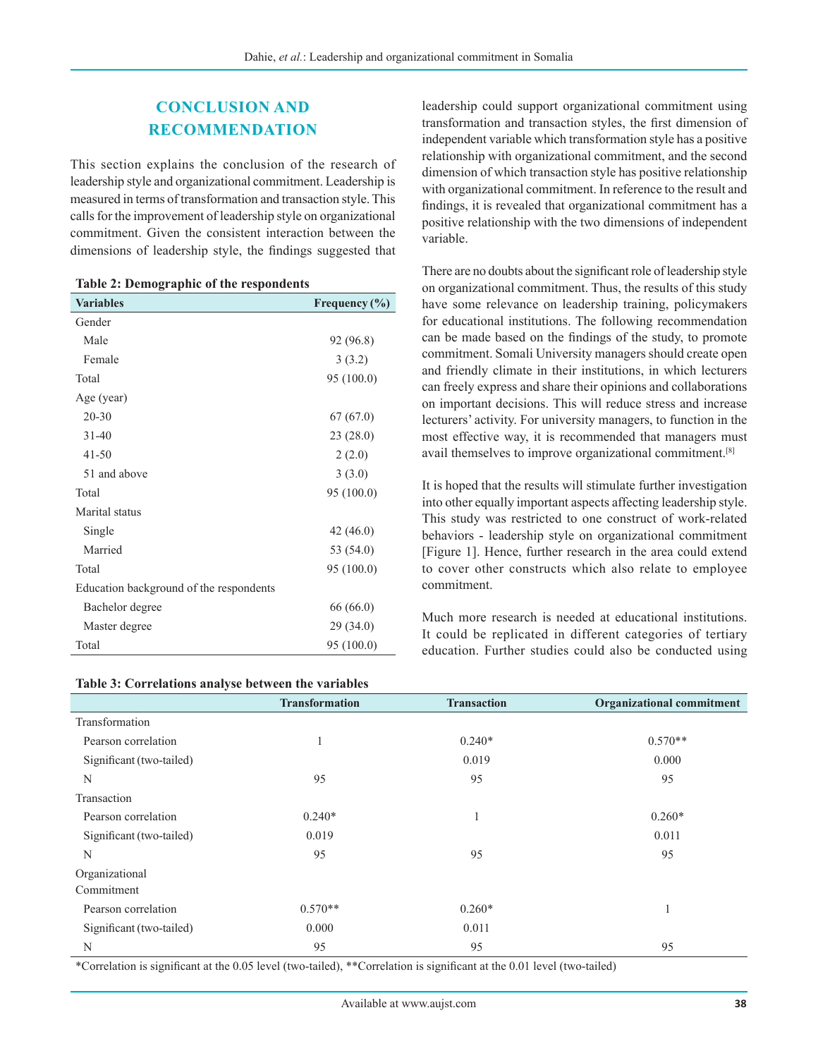## CONCLUSION AND RECOMMENDATION

This section explains the conclusion of the research of leadership style and organizational commitment. Leadership is measured in terms of transformation and transaction style. This calls for the improvement of leadership style on organizational commitment. Given the consistent interaction between the dimensions of leadership style, the findings suggested that leadership could support organizational commitment using transformation and transaction styles, the first dimension of independent variable which transformation style has a positive relationship with organizational commitment, and the second dimension of which transaction style has positive relationship with organizational commitment. In reference to the result and findings, it is revealed that organizational commitment has a positive relationship with the two dimensions of independent variable.

**Table 2: Demographic of the respondents**

| Variables | Frequency (%) |
| --- | --- |
| Gender | |
| Male | 92 (96.8) |
| Female | 3 (3.2) |
| Total | 95 (100.0) |
| Age (year) | |
| 20-30 | 67 (67.0) |
| 31-40 | 23 (28.0) |
| 41-50 | 2 (2.0) |
| 51 and above | 3 (3.0) |
| Total | 95 (100.0) |
| Marital status | |
| Single | 42 (46.0) |
| Married | 53 (54.0) |
| Total | 95 (100.0) |
| Education background of the respondents | |
| Bachelor degree | 66 (66.0) |
| Master degree | 29 (34.0) |
| Total | 95 (100.0) |

There are no doubts about the significant role of leadership style on organizational commitment. Thus, the results of this study have some relevance on leadership training, policymakers for educational institutions. The following recommendation can be made based on the findings of the study, to promote commitment. Somali University managers should create open and friendly climate in their institutions, in which lecturers can freely express and share their opinions and collaborations on important decisions. This will reduce stress and increase lecturers' activity. For university managers, to function in the most effective way, it is recommended that managers must avail themselves to improve organizational commitment.[8]

It is hoped that the results will stimulate further investigation into other equally important aspects affecting leadership style. This study was restricted to one construct of work-related behaviors - leadership style on organizational commitment [Figure 1]. Hence, further research in the area could extend to cover other constructs which also relate to employee commitment.

Much more research is needed at educational institutions. It could be replicated in different categories of tertiary education. Further studies could also be conducted using

**Table 3: Correlations analyse between the variables**

| | Transformation | Transaction | Organizational commitment |
| --- | --- | --- | --- |
| Transformation | | | |
| Pearson correlation | 1 | 0.240* | 0.570** |
| Significant (two-tailed) | | 0.019 | 0.000 |
| N | 95 | 95 | 95 |
| Transaction | | | |
| Pearson correlation | 0.240* | 1 | 0.260* |
| Significant (two-tailed) | 0.019 | | 0.011 |
| N | 95 | 95 | 95 |
| Organizational Commitment | | | |
| Pearson correlation | 0.570** | 0.260* | 1 |
| Significant (two-tailed) | 0.000 | 0.011 | |
| N | 95 | 95 | 95 |

*Correlation is significant at the 0.05 level (two-tailed), **Correlation is significant at the 0.01 level (two-tailed)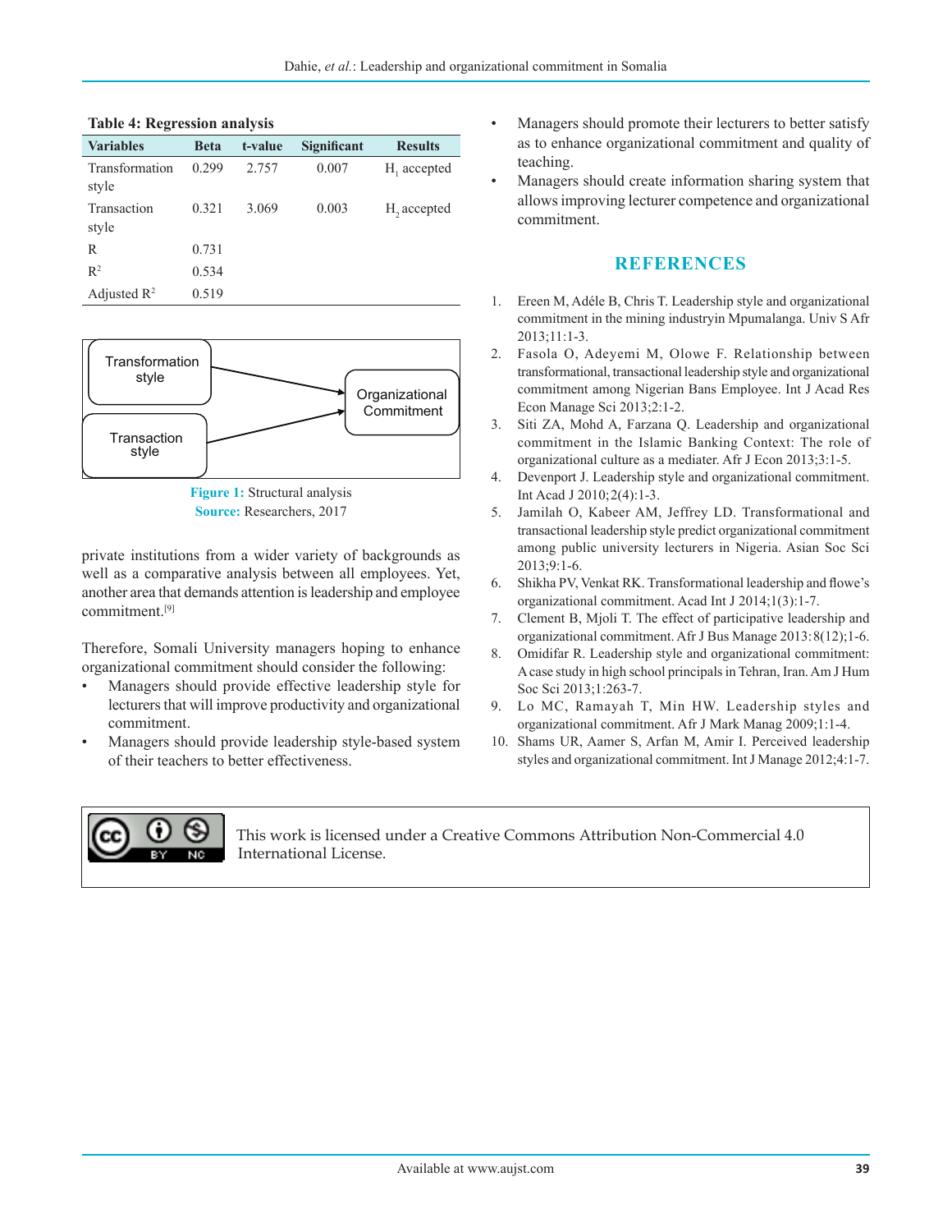**Table 4: Regression analysis**

| Variables | Beta | t-value | Significant | Results |
|---|---|---|---|---|
| Transformation style | 0.299 | 2.757 | 0.007 | $H_1$ accepted |
| Transaction style | 0.321 | 3.069 | 0.003 | $H_2$ accepted |
| R | 0.731 | | | |
| $R^2$ | 0.534 | | | |
| Adjusted $R^2$ | 0.519 | | | |

Transformation style

Transaction style

Organizational Commitment

**Figure 1:** Structural analysis
**Source:** Researchers, 2017

private institutions from a wider variety of backgrounds as well as a comparative analysis between all employees. Yet, another area that demands attention is leadership and employee commitment.[9]

Therefore, Somali University managers hoping to enhance organizational commitment should consider the following:

- Managers should provide effective leadership style for lecturers that will improve productivity and organizational commitment.
- Managers should provide leadership style-based system of their teachers to better effectiveness.
- Managers should promote their lecturers to better satisfy as to enhance organizational commitment and quality of teaching.
- Managers should create information sharing system that allows improving lecturer competence and organizational commitment.

## REFERENCES

1. Ereen M, Adéle B, Chris T. Leadership style and organizational commitment in the mining industryin Mpumalanga. Univ S Afr 2013;11:1-3.
2. Fasola O, Adeyemi M, Olowe F. Relationship between transformational, transactional leadership style and organizational commitment among Nigerian Bans Employee. Int J Acad Res Econ Manage Sci 2013;2:1-2.
3. Siti ZA, Mohd A, Farzana Q. Leadership and organizational commitment in the Islamic Banking Context: The role of organizational culture as a mediater. Afr J Econ 2013;3:1-5.
4. Devenport J. Leadership style and organizational commitment. Int Acad J 2010;2(4):1-3.
5. Jamilah O, Kabeer AM, Jeffrey LD. Transformational and transactional leadership style predict organizational commitment among public university lecturers in Nigeria. Asian Soc Sci 2013;9:1-6.
6. Shikha PV, Venkat RK. Transformational leadership and flowe's organizational commitment. Acad Int J 2014;1(3):1-7.
7. Clement B, Mjoli T. The effect of participative leadership and organizational commitment. Afr J Bus Manage 2013:8(12);1-6.
8. Omidifar R. Leadership style and organizational commitment: A case study in high school principals in Tehran, Iran. Am J Hum Soc Sci 2013;1:263-7.
9. Lo MC, Ramayah T, Min HW. Leadership styles and organizational commitment. Afr J Mark Manag 2009;1:1-4.
10. Shams UR, Aamer S, Arfan M, Amir I. Perceived leadership styles and organizational commitment. Int J Manage 2012;4:1-7.

This work is licensed under a Creative Commons Attribution Non-Commercial 4.0 International License.